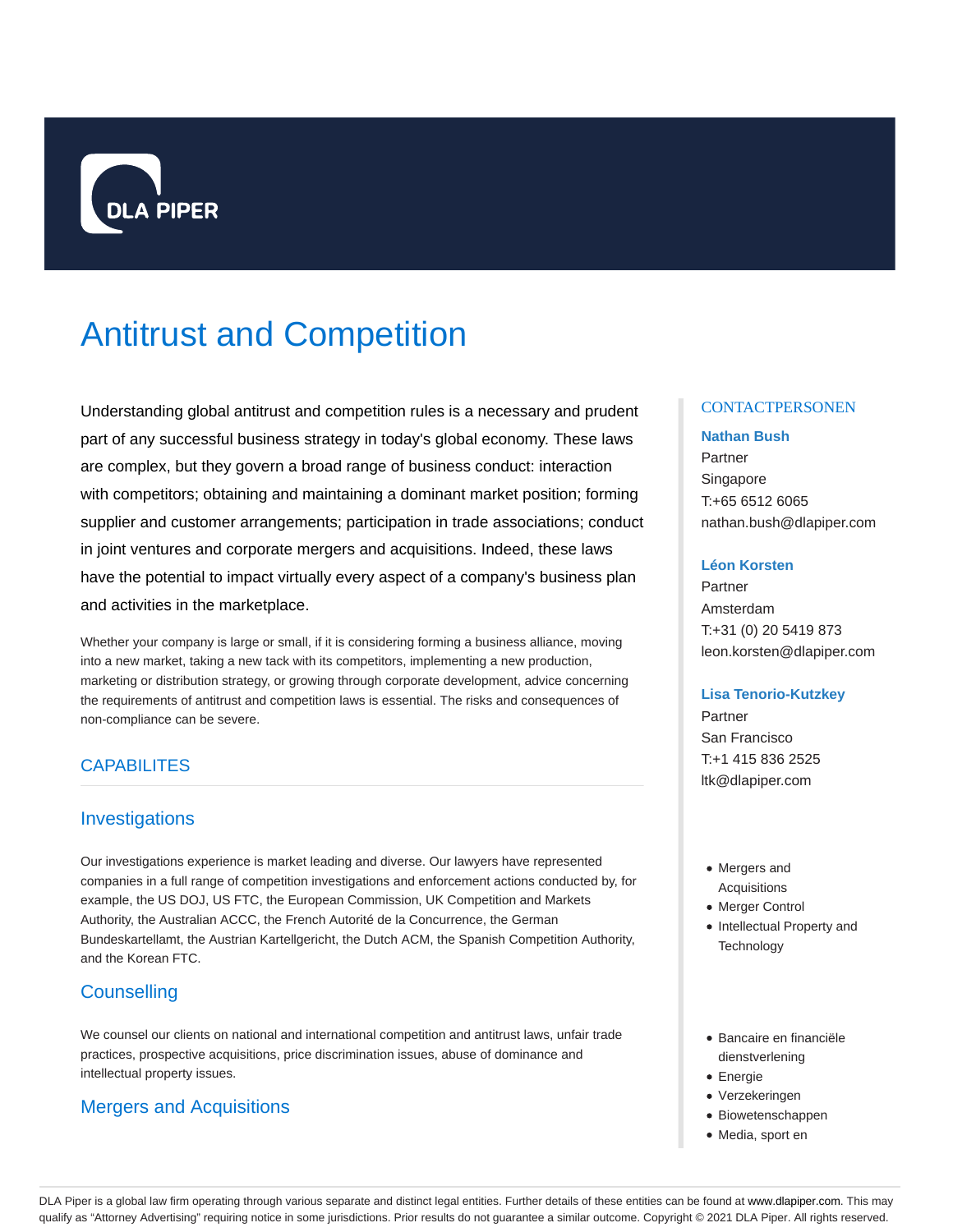DLA PIPER

# Antitrust and Competition

Understanding global antitrust and competition rules is a necessary and prudent part of any successful business strategy in today's global economy. These laws are complex, but they govern a broad range of business conduct: interaction with competitors; obtaining and maintaining a dominant market position; forming supplier and customer arrangements; participation in trade associations; conduct in joint ventures and corporate mergers and acquisitions. Indeed, these laws have the potential to impact virtually every aspect of a company's business plan and activities in the marketplace.

Whether your company is large or small, if it is considering forming a business alliance, moving into a new market, taking a new tack with its competitors, implementing a new production, marketing or distribution strategy, or growing through corporate development, advice concerning the requirements of antitrust and competition laws is essential. The risks and consequences of non-compliance can be severe.

## CAPABILITES

### Investigations

Our investigations experience is market leading and diverse. Our lawyers have represented companies in a full range of competition investigations and enforcement actions conducted by, for example, the US DOJ, US FTC, the European Commission, UK Competition and Markets Authority, the Australian ACCC, the French Autorité de la Concurrence, the German Bundeskartellamt, the Austrian Kartellgericht, the Dutch ACM, the Spanish Competition Authority, and the Korean FTC.

### Counselling

We counsel our clients on national and international competition and antitrust laws, unfair trade practices, prospective acquisitions, price discrimination issues, abuse of dominance and intellectual property issues.

### Mergers and Acquisitions

CONTACTPERSONEN

**Nathan Bush**
Partner
Singapore
T:+65 6512 6065
nathan.bush@dlapiper.com

**Léon Korsten**
Partner
Amsterdam
T:+31 (0) 20 5419 873
leon.korsten@dlapiper.com

**Lisa Tenorio-Kutzkey**
Partner
San Francisco
T:+1 415 836 2525
ltk@dlapiper.com

- Mergers and Acquisitions
- Merger Control
- Intellectual Property and Technology

- Bancaire en financiële dienstverlening
- Energie
- Verzekeringen
- Biowetenschappen
- Media, sport en

DLA Piper is a global law firm operating through various separate and distinct legal entities. Further details of these entities can be found at www.dlapiper.com. This may qualify as "Attorney Advertising" requiring notice in some jurisdictions. Prior results do not guarantee a similar outcome. Copyright © 2021 DLA Piper. All rights reserved.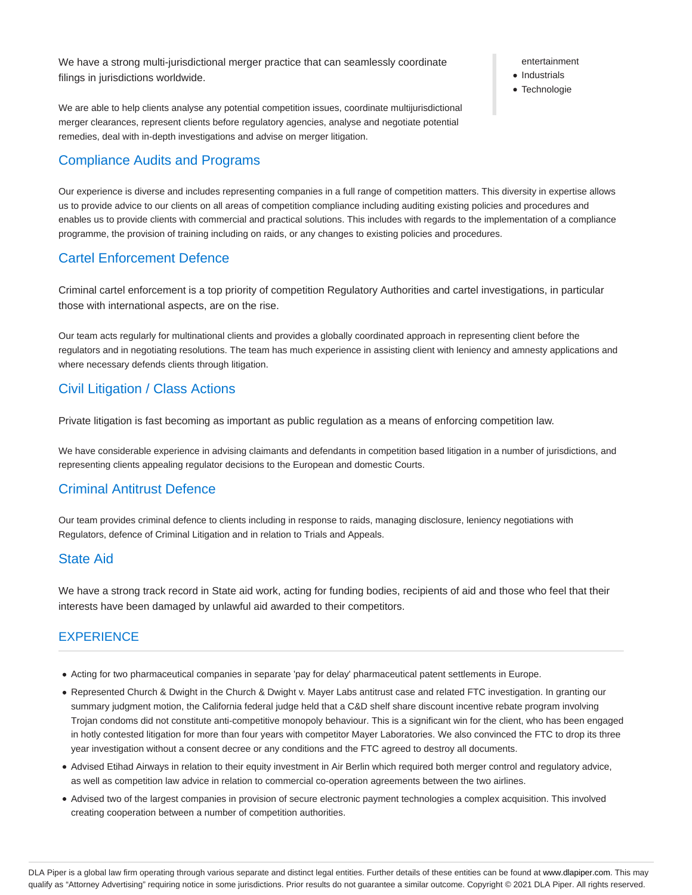We have a strong multi-jurisdictional merger practice that can seamlessly coordinate filings in jurisdictions worldwide.

We are able to help clients analyse any potential competition issues, coordinate multijurisdictional merger clearances, represent clients before regulatory agencies, analyse and negotiate potential remedies, deal with in-depth investigations and advise on merger litigation.

entertainment

- Industrials
- Technologie

## Compliance Audits and Programs

Our experience is diverse and includes representing companies in a full range of competition matters. This diversity in expertise allows us to provide advice to our clients on all areas of competition compliance including auditing existing policies and procedures and enables us to provide clients with commercial and practical solutions. This includes with regards to the implementation of a compliance programme, the provision of training including on raids, or any changes to existing policies and procedures.

## Cartel Enforcement Defence

Criminal cartel enforcement is a top priority of competition Regulatory Authorities and cartel investigations, in particular those with international aspects, are on the rise.

Our team acts regularly for multinational clients and provides a globally coordinated approach in representing client before the regulators and in negotiating resolutions. The team has much experience in assisting client with leniency and amnesty applications and where necessary defends clients through litigation.

## Civil Litigation / Class Actions

Private litigation is fast becoming as important as public regulation as a means of enforcing competition law.

We have considerable experience in advising claimants and defendants in competition based litigation in a number of jurisdictions, and representing clients appealing regulator decisions to the European and domestic Courts.

## Criminal Antitrust Defence

Our team provides criminal defence to clients including in response to raids, managing disclosure, leniency negotiations with Regulators, defence of Criminal Litigation and in relation to Trials and Appeals.

## State Aid

We have a strong track record in State aid work, acting for funding bodies, recipients of aid and those who feel that their interests have been damaged by unlawful aid awarded to their competitors.

## EXPERIENCE

- Acting for two pharmaceutical companies in separate 'pay for delay' pharmaceutical patent settlements in Europe.
- Represented Church & Dwight in the Church & Dwight v. Mayer Labs antitrust case and related FTC investigation. In granting our summary judgment motion, the California federal judge held that a C&D shelf share discount incentive rebate program involving Trojan condoms did not constitute anti-competitive monopoly behaviour. This is a significant win for the client, who has been engaged in hotly contested litigation for more than four years with competitor Mayer Laboratories. We also convinced the FTC to drop its three year investigation without a consent decree or any conditions and the FTC agreed to destroy all documents.
- Advised Etihad Airways in relation to their equity investment in Air Berlin which required both merger control and regulatory advice, as well as competition law advice in relation to commercial co-operation agreements between the two airlines.
- Advised two of the largest companies in provision of secure electronic payment technologies a complex acquisition. This involved creating cooperation between a number of competition authorities.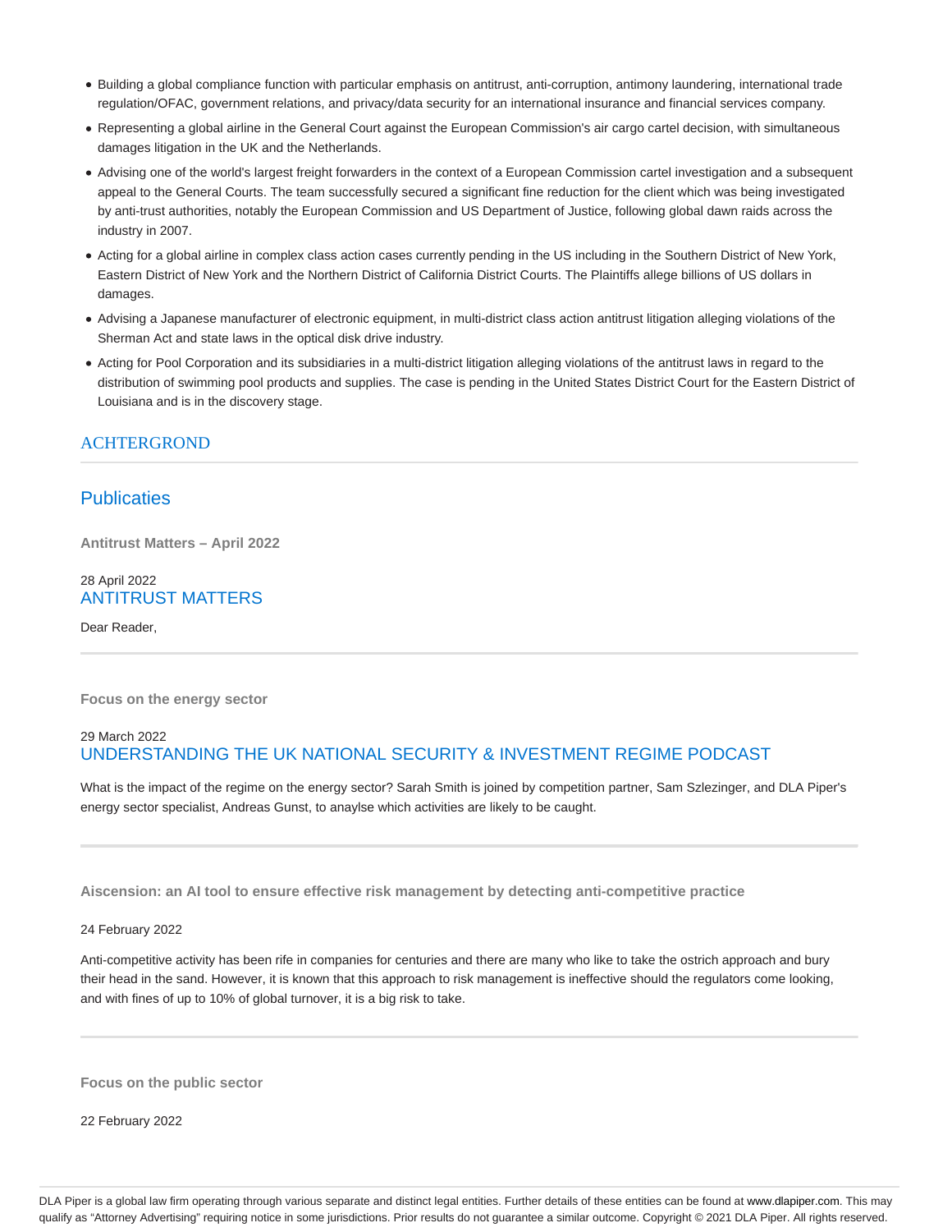- Building a global compliance function with particular emphasis on antitrust, anti-corruption, antimony laundering, international trade regulation/OFAC, government relations, and privacy/data security for an international insurance and financial services company.
- Representing a global airline in the General Court against the European Commission's air cargo cartel decision, with simultaneous damages litigation in the UK and the Netherlands.
- Advising one of the world's largest freight forwarders in the context of a European Commission cartel investigation and a subsequent appeal to the General Courts. The team successfully secured a significant fine reduction for the client which was being investigated by anti-trust authorities, notably the European Commission and US Department of Justice, following global dawn raids across the industry in 2007.
- Acting for a global airline in complex class action cases currently pending in the US including in the Southern District of New York, Eastern District of New York and the Northern District of California District Courts. The Plaintiffs allege billions of US dollars in damages.
- Advising a Japanese manufacturer of electronic equipment, in multi-district class action antitrust litigation alleging violations of the Sherman Act and state laws in the optical disk drive industry.
- Acting for Pool Corporation and its subsidiaries in a multi-district litigation alleging violations of the antitrust laws in regard to the distribution of swimming pool products and supplies. The case is pending in the United States District Court for the Eastern District of Louisiana and is in the discovery stage.

## ACHTERGROND

## Publicaties

**Antitrust Matters – April 2022**

28 April 2022

### ANTITRUST MATTERS

Dear Reader,

---

**Focus on the energy sector**

29 March 2022

### UNDERSTANDING THE UK NATIONAL SECURITY & INVESTMENT REGIME PODCAST

What is the impact of the regime on the energy sector? Sarah Smith is joined by competition partner, Sam Szlezinger, and DLA Piper's energy sector specialist, Andreas Gunst, to anaylse which activities are likely to be caught.

---

**Aiscension: an AI tool to ensure effective risk management by detecting anti-competitive practice**

24 February 2022

Anti-competitive activity has been rife in companies for centuries and there are many who like to take the ostrich approach and bury their head in the sand. However, it is known that this approach to risk management is ineffective should the regulators come looking, and with fines of up to 10% of global turnover, it is a big risk to take.

---

**Focus on the public sector**

22 February 2022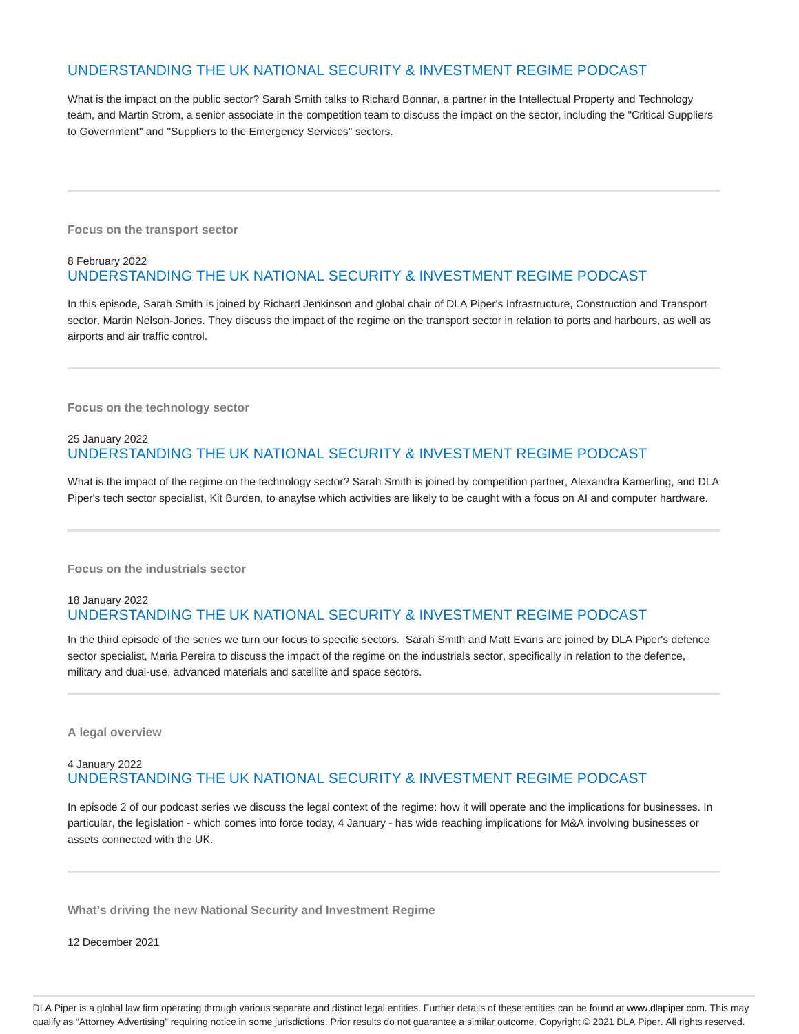### UNDERSTANDING THE UK NATIONAL SECURITY & INVESTMENT REGIME PODCAST

What is the impact on the public sector? Sarah Smith talks to Richard Bonnar, a partner in the Intellectual Property and Technology team, and Martin Strom, a senior associate in the competition team to discuss the impact on the sector, including the "Critical Suppliers to Government" and "Suppliers to the Emergency Services" sectors.

---

**Focus on the transport sector**

8 February 2022

### UNDERSTANDING THE UK NATIONAL SECURITY & INVESTMENT REGIME PODCAST

In this episode, Sarah Smith is joined by Richard Jenkinson and global chair of DLA Piper's Infrastructure, Construction and Transport sector, Martin Nelson-Jones. They discuss the impact of the regime on the transport sector in relation to ports and harbours, as well as airports and air traffic control.

---

**Focus on the technology sector**

25 January 2022

### UNDERSTANDING THE UK NATIONAL SECURITY & INVESTMENT REGIME PODCAST

What is the impact of the regime on the technology sector? Sarah Smith is joined by competition partner, Alexandra Kamerling, and DLA Piper's tech sector specialist, Kit Burden, to anaylse which activities are likely to be caught with a focus on AI and computer hardware.

---

**Focus on the industrials sector**

18 January 2022

### UNDERSTANDING THE UK NATIONAL SECURITY & INVESTMENT REGIME PODCAST

In the third episode of the series we turn our focus to specific sectors. Sarah Smith and Matt Evans are joined by DLA Piper's defence sector specialist, Maria Pereira to discuss the impact of the regime on the industrials sector, specifically in relation to the defence, military and dual-use, advanced materials and satellite and space sectors.

---

**A legal overview**

4 January 2022

### UNDERSTANDING THE UK NATIONAL SECURITY & INVESTMENT REGIME PODCAST

In episode 2 of our podcast series we discuss the legal context of the regime: how it will operate and the implications for businesses. In particular, the legislation - which comes into force today, 4 January - has wide reaching implications for M&A involving businesses or assets connected with the UK.

---

**What's driving the new National Security and Investment Regime**

12 December 2021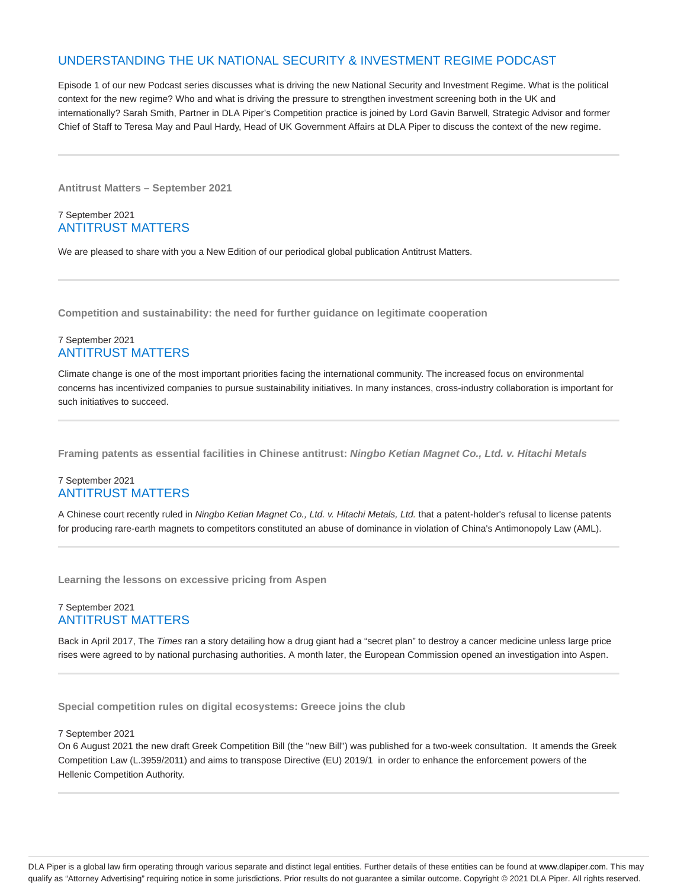## UNDERSTANDING THE UK NATIONAL SECURITY & INVESTMENT REGIME PODCAST

Episode 1 of our new Podcast series discusses what is driving the new National Security and Investment Regime. What is the political context for the new regime? Who and what is driving the pressure to strengthen investment screening both in the UK and internationally? Sarah Smith, Partner in DLA Piper's Competition practice is joined by Lord Gavin Barwell, Strategic Advisor and former Chief of Staff to Teresa May and Paul Hardy, Head of UK Government Affairs at DLA Piper to discuss the context of the new regime.

---

**Antitrust Matters – September 2021**

7 September 2021

## ANTITRUST MATTERS

We are pleased to share with you a New Edition of our periodical global publication Antitrust Matters.

---

**Competition and sustainability: the need for further guidance on legitimate cooperation**

7 September 2021

## ANTITRUST MATTERS

Climate change is one of the most important priorities facing the international community. The increased focus on environmental concerns has incentivized companies to pursue sustainability initiatives. In many instances, cross-industry collaboration is important for such initiatives to succeed.

---

**Framing patents as essential facilities in Chinese antitrust: *Ningbo Ketian Magnet Co., Ltd. v. Hitachi Metals***

7 September 2021

## ANTITRUST MATTERS

A Chinese court recently ruled in *Ningbo Ketian Magnet Co., Ltd. v. Hitachi Metals, Ltd.* that a patent-holder's refusal to license patents for producing rare-earth magnets to competitors constituted an abuse of dominance in violation of China's Antimonopoly Law (AML).

---

**Learning the lessons on excessive pricing from Aspen**

7 September 2021

## ANTITRUST MATTERS

Back in April 2017, The *Times* ran a story detailing how a drug giant had a "secret plan" to destroy a cancer medicine unless large price rises were agreed to by national purchasing authorities. A month later, the European Commission opened an investigation into Aspen.

---

**Special competition rules on digital ecosystems: Greece joins the club**

7 September 2021

On 6 August 2021 the new draft Greek Competition Bill (the "new Bill") was published for a two-week consultation. It amends the Greek Competition Law (L.3959/2011) and aims to transpose Directive (EU) 2019/1 in order to enhance the enforcement powers of the Hellenic Competition Authority.

---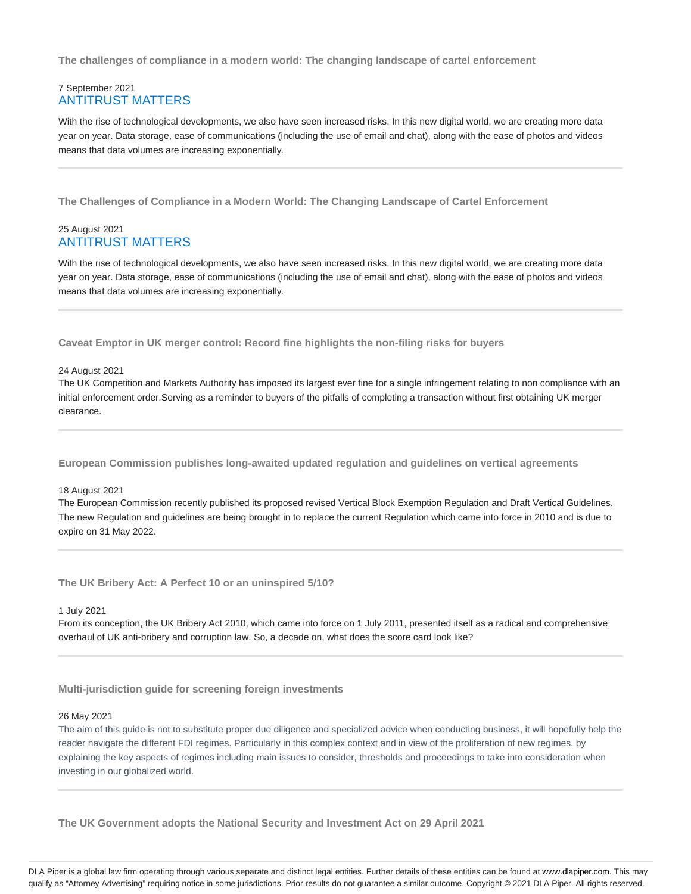### The challenges of compliance in a modern world: The changing landscape of cartel enforcement

7 September 2021
ANTITRUST MATTERS

With the rise of technological developments, we also have seen increased risks. In this new digital world, we are creating more data year on year. Data storage, ease of communications (including the use of email and chat), along with the ease of photos and videos means that data volumes are increasing exponentially.

---

### The Challenges of Compliance in a Modern World: The Changing Landscape of Cartel Enforcement

25 August 2021
ANTITRUST MATTERS

With the rise of technological developments, we also have seen increased risks. In this new digital world, we are creating more data year on year. Data storage, ease of communications (including the use of email and chat), along with the ease of photos and videos means that data volumes are increasing exponentially.

---

### Caveat Emptor in UK merger control: Record fine highlights the non-filing risks for buyers

24 August 2021

The UK Competition and Markets Authority has imposed its largest ever fine for a single infringement relating to non compliance with an initial enforcement order.Serving as a reminder to buyers of the pitfalls of completing a transaction without first obtaining UK merger clearance.

---

### European Commission publishes long-awaited updated regulation and guidelines on vertical agreements

18 August 2021

The European Commission recently published its proposed revised Vertical Block Exemption Regulation and Draft Vertical Guidelines. The new Regulation and guidelines are being brought in to replace the current Regulation which came into force in 2010 and is due to expire on 31 May 2022.

---

### The UK Bribery Act: A Perfect 10 or an uninspired 5/10?

1 July 2021

From its conception, the UK Bribery Act 2010, which came into force on 1 July 2011, presented itself as a radical and comprehensive overhaul of UK anti-bribery and corruption law. So, a decade on, what does the score card look like?

---

### Multi-jurisdiction guide for screening foreign investments

26 May 2021

The aim of this guide is not to substitute proper due diligence and specialized advice when conducting business, it will hopefully help the reader navigate the different FDI regimes. Particularly in this complex context and in view of the proliferation of new regimes, by explaining the key aspects of regimes including main issues to consider, thresholds and proceedings to take into consideration when investing in our globalized world.

---

### The UK Government adopts the National Security and Investment Act on 29 April 2021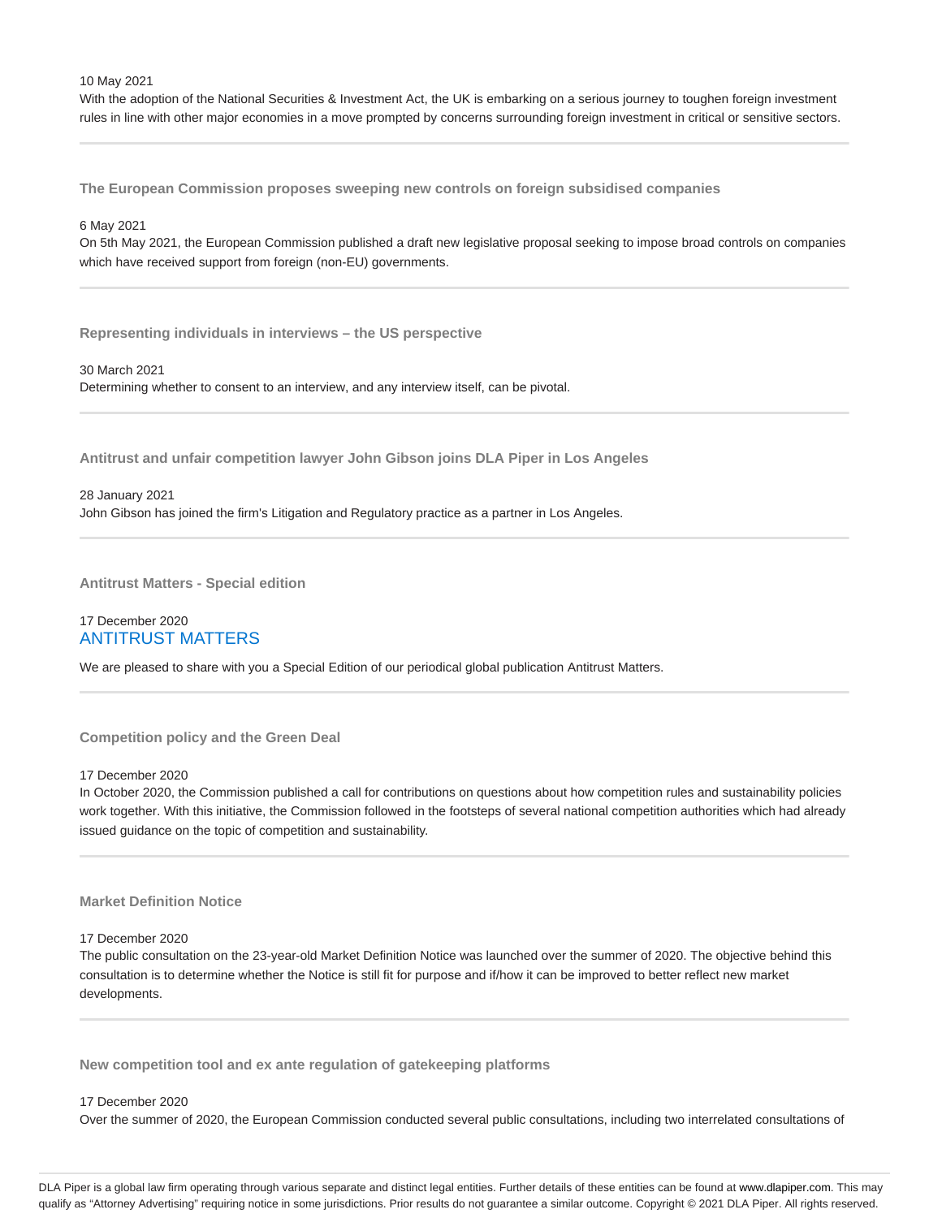10 May 2021

With the adoption of the National Securities & Investment Act, the UK is embarking on a serious journey to toughen foreign investment rules in line with other major economies in a move prompted by concerns surrounding foreign investment in critical or sensitive sectors.

---

### The European Commission proposes sweeping new controls on foreign subsidised companies

6 May 2021

On 5th May 2021, the European Commission published a draft new legislative proposal seeking to impose broad controls on companies which have received support from foreign (non-EU) governments.

---

### Representing individuals in interviews – the US perspective

30 March 2021

Determining whether to consent to an interview, and any interview itself, can be pivotal.

---

### Antitrust and unfair competition lawyer John Gibson joins DLA Piper in Los Angeles

28 January 2021

John Gibson has joined the firm's Litigation and Regulatory practice as a partner in Los Angeles.

---

### Antitrust Matters - Special edition

17 December 2020

ANTITRUST MATTERS

We are pleased to share with you a Special Edition of our periodical global publication Antitrust Matters.

---

### Competition policy and the Green Deal

17 December 2020

In October 2020, the Commission published a call for contributions on questions about how competition rules and sustainability policies work together. With this initiative, the Commission followed in the footsteps of several national competition authorities which had already issued guidance on the topic of competition and sustainability.

---

### Market Definition Notice

17 December 2020

The public consultation on the 23-year-old Market Definition Notice was launched over the summer of 2020. The objective behind this consultation is to determine whether the Notice is still fit for purpose and if/how it can be improved to better reflect new market developments.

---

### New competition tool and ex ante regulation of gatekeeping platforms

17 December 2020

Over the summer of 2020, the European Commission conducted several public consultations, including two interrelated consultations of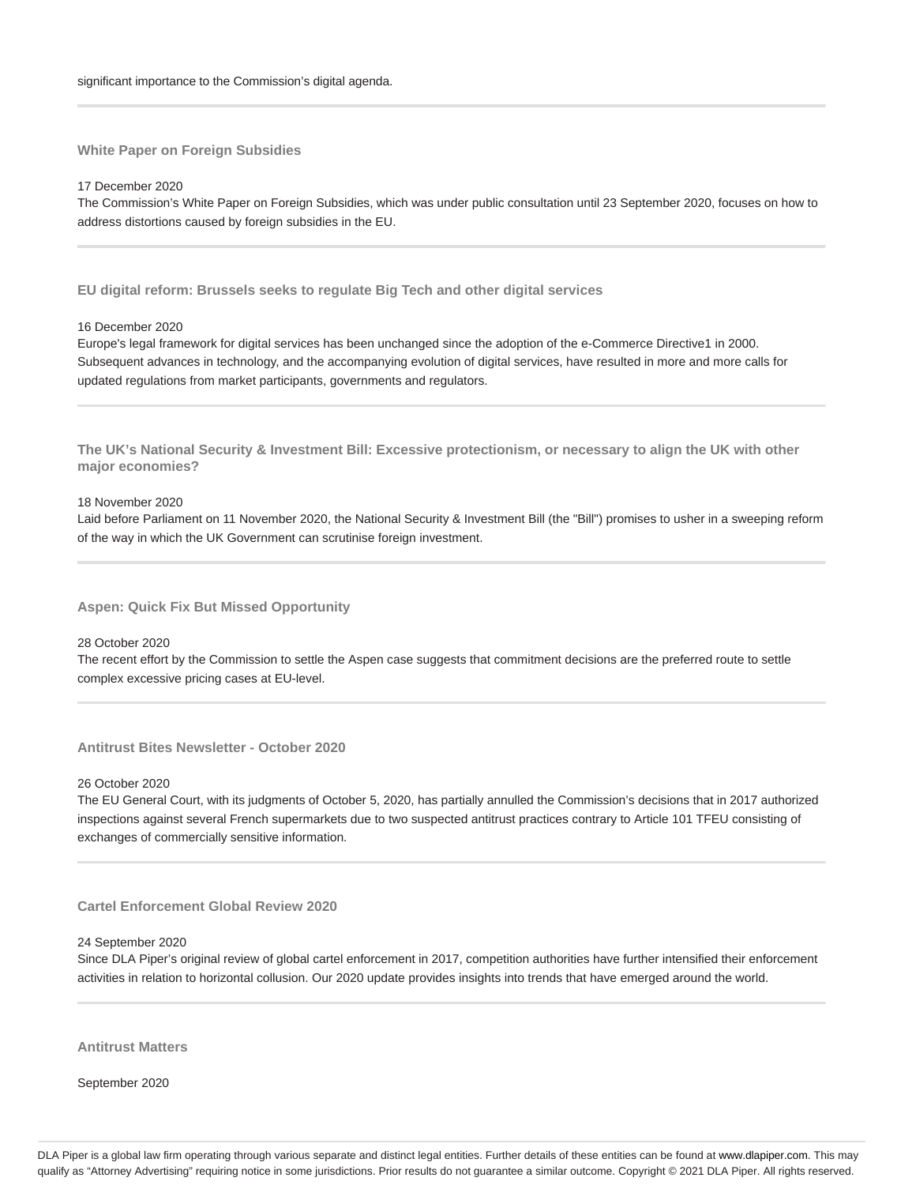significant importance to the Commission’s digital agenda.

---

### White Paper on Foreign Subsidies

17 December 2020

The Commission’s White Paper on Foreign Subsidies, which was under public consultation until 23 September 2020, focuses on how to address distortions caused by foreign subsidies in the EU.

---

### EU digital reform: Brussels seeks to regulate Big Tech and other digital services

16 December 2020

Europe's legal framework for digital services has been unchanged since the adoption of the e-Commerce Directive1 in 2000. Subsequent advances in technology, and the accompanying evolution of digital services, have resulted in more and more calls for updated regulations from market participants, governments and regulators.

---

### The UK’s National Security & Investment Bill: Excessive protectionism, or necessary to align the UK with other major economies?

18 November 2020

Laid before Parliament on 11 November 2020, the National Security & Investment Bill (the "Bill") promises to usher in a sweeping reform of the way in which the UK Government can scrutinise foreign investment.

---

### Aspen: Quick Fix But Missed Opportunity

28 October 2020

The recent effort by the Commission to settle the Aspen case suggests that commitment decisions are the preferred route to settle complex excessive pricing cases at EU-level.

---

### Antitrust Bites Newsletter - October 2020

26 October 2020

The EU General Court, with its judgments of October 5, 2020, has partially annulled the Commission’s decisions that in 2017 authorized inspections against several French supermarkets due to two suspected antitrust practices contrary to Article 101 TFEU consisting of exchanges of commercially sensitive information.

---

### Cartel Enforcement Global Review 2020

24 September 2020

Since DLA Piper’s original review of global cartel enforcement in 2017, competition authorities have further intensified their enforcement activities in relation to horizontal collusion. Our 2020 update provides insights into trends that have emerged around the world.

---

### Antitrust Matters

September 2020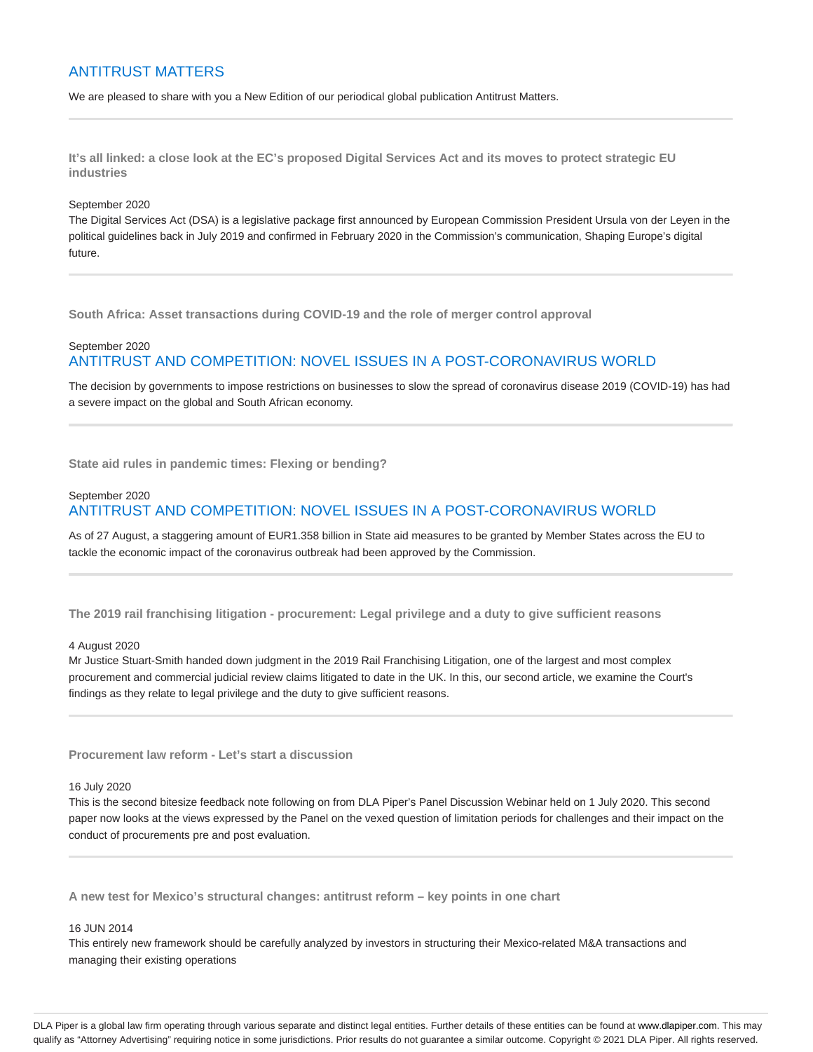## ANTITRUST MATTERS

We are pleased to share with you a New Edition of our periodical global publication Antitrust Matters.

---

### It's all linked: a close look at the EC's proposed Digital Services Act and its moves to protect strategic EU industries

September 2020

The Digital Services Act (DSA) is a legislative package first announced by European Commission President Ursula von der Leyen in the political guidelines back in July 2019 and confirmed in February 2020 in the Commission's communication, Shaping Europe's digital future.

---

### South Africa: Asset transactions during COVID-19 and the role of merger control approval

September 2020

## ANTITRUST AND COMPETITION: NOVEL ISSUES IN A POST-CORONAVIRUS WORLD

The decision by governments to impose restrictions on businesses to slow the spread of coronavirus disease 2019 (COVID-19) has had a severe impact on the global and South African economy.

---

### State aid rules in pandemic times: Flexing or bending?

September 2020

## ANTITRUST AND COMPETITION: NOVEL ISSUES IN A POST-CORONAVIRUS WORLD

As of 27 August, a staggering amount of EUR1.358 billion in State aid measures to be granted by Member States across the EU to tackle the economic impact of the coronavirus outbreak had been approved by the Commission.

---

### The 2019 rail franchising litigation - procurement: Legal privilege and a duty to give sufficient reasons

4 August 2020

Mr Justice Stuart-Smith handed down judgment in the 2019 Rail Franchising Litigation, one of the largest and most complex procurement and commercial judicial review claims litigated to date in the UK. In this, our second article, we examine the Court's findings as they relate to legal privilege and the duty to give sufficient reasons.

---

### Procurement law reform - Let's start a discussion

16 July 2020

This is the second bitesize feedback note following on from DLA Piper's Panel Discussion Webinar held on 1 July 2020. This second paper now looks at the views expressed by the Panel on the vexed question of limitation periods for challenges and their impact on the conduct of procurements pre and post evaluation.

---

### A new test for Mexico's structural changes: antitrust reform – key points in one chart

16 JUN 2014

This entirely new framework should be carefully analyzed by investors in structuring their Mexico-related M&A transactions and managing their existing operations

---

DLA Piper is a global law firm operating through various separate and distinct legal entities. Further details of these entities can be found at www.dlapiper.com. This may qualify as "Attorney Advertising" requiring notice in some jurisdictions. Prior results do not guarantee a similar outcome. Copyright © 2021 DLA Piper. All rights reserved.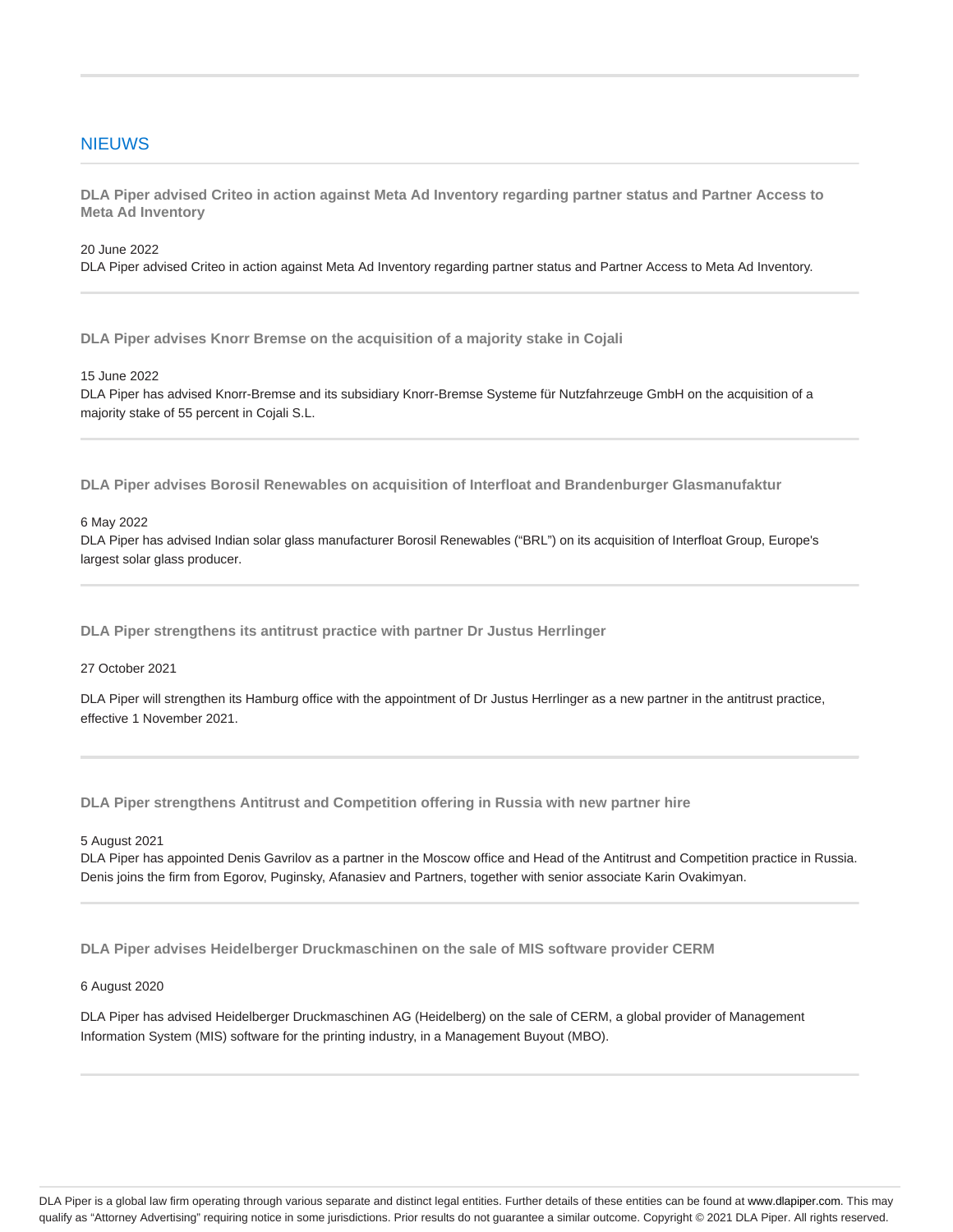## NIEUWS

**DLA Piper advised Criteo in action against Meta Ad Inventory regarding partner status and Partner Access to Meta Ad Inventory**

20 June 2022

DLA Piper advised Criteo in action against Meta Ad Inventory regarding partner status and Partner Access to Meta Ad Inventory.

**DLA Piper advises Knorr Bremse on the acquisition of a majority stake in Cojali**

15 June 2022

DLA Piper has advised Knorr-Bremse and its subsidiary Knorr-Bremse Systeme für Nutzfahrzeuge GmbH on the acquisition of a majority stake of 55 percent in Cojali S.L.

**DLA Piper advises Borosil Renewables on acquisition of Interfloat and Brandenburger Glasmanufaktur**

6 May 2022

DLA Piper has advised Indian solar glass manufacturer Borosil Renewables (“BRL”) on its acquisition of Interfloat Group, Europe's largest solar glass producer.

**DLA Piper strengthens its antitrust practice with partner Dr Justus Herrlinger**

27 October 2021

DLA Piper will strengthen its Hamburg office with the appointment of Dr Justus Herrlinger as a new partner in the antitrust practice, effective 1 November 2021.

**DLA Piper strengthens Antitrust and Competition offering in Russia with new partner hire**

5 August 2021

DLA Piper has appointed Denis Gavrilov as a partner in the Moscow office and Head of the Antitrust and Competition practice in Russia. Denis joins the firm from Egorov, Puginsky, Afanasiev and Partners, together with senior associate Karin Ovakimyan.

**DLA Piper advises Heidelberger Druckmaschinen on the sale of MIS software provider CERM**

6 August 2020

DLA Piper has advised Heidelberger Druckmaschinen AG (Heidelberg) on the sale of CERM, a global provider of Management Information System (MIS) software for the printing industry, in a Management Buyout (MBO).